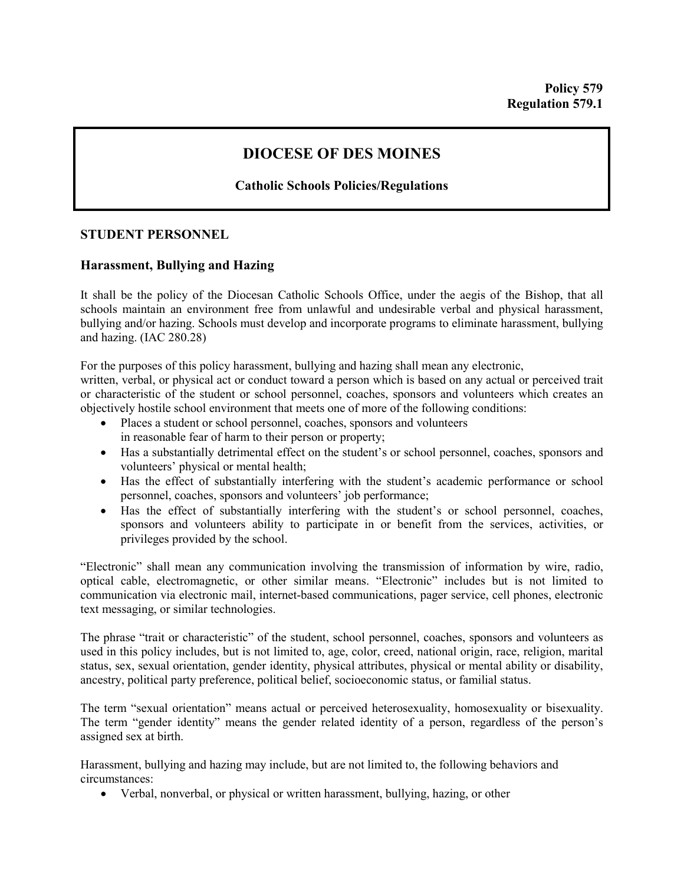**Policy 579**
**Regulation 579.1**

# DIOCESE OF DES MOINES

**Catholic Schools Policies/Regulations**

## STUDENT PERSONNEL

### Harassment, Bullying and Hazing

It shall be the policy of the Diocesan Catholic Schools Office, under the aegis of the Bishop, that all schools maintain an environment free from unlawful and undesirable verbal and physical harassment, bullying and/or hazing. Schools must develop and incorporate programs to eliminate harassment, bullying and hazing. (IAC 280.28)

For the purposes of this policy harassment, bullying and hazing shall mean any electronic, written, verbal, or physical act or conduct toward a person which is based on any actual or perceived trait or characteristic of the student or school personnel, coaches, sponsors and volunteers which creates an objectively hostile school environment that meets one of more of the following conditions:

- Places a student or school personnel, coaches, sponsors and volunteers in reasonable fear of harm to their person or property;
- Has a substantially detrimental effect on the student's or school personnel, coaches, sponsors and volunteers' physical or mental health;
- Has the effect of substantially interfering with the student's academic performance or school personnel, coaches, sponsors and volunteers' job performance;
- Has the effect of substantially interfering with the student's or school personnel, coaches, sponsors and volunteers ability to participate in or benefit from the services, activities, or privileges provided by the school.

"Electronic" shall mean any communication involving the transmission of information by wire, radio, optical cable, electromagnetic, or other similar means. "Electronic" includes but is not limited to communication via electronic mail, internet-based communications, pager service, cell phones, electronic text messaging, or similar technologies.

The phrase "trait or characteristic" of the student, school personnel, coaches, sponsors and volunteers as used in this policy includes, but is not limited to, age, color, creed, national origin, race, religion, marital status, sex, sexual orientation, gender identity, physical attributes, physical or mental ability or disability, ancestry, political party preference, political belief, socioeconomic status, or familial status.

The term "sexual orientation" means actual or perceived heterosexuality, homosexuality or bisexuality. The term "gender identity" means the gender related identity of a person, regardless of the person's assigned sex at birth.

Harassment, bullying and hazing may include, but are not limited to, the following behaviors and circumstances:

- Verbal, nonverbal, or physical or written harassment, bullying, hazing, or other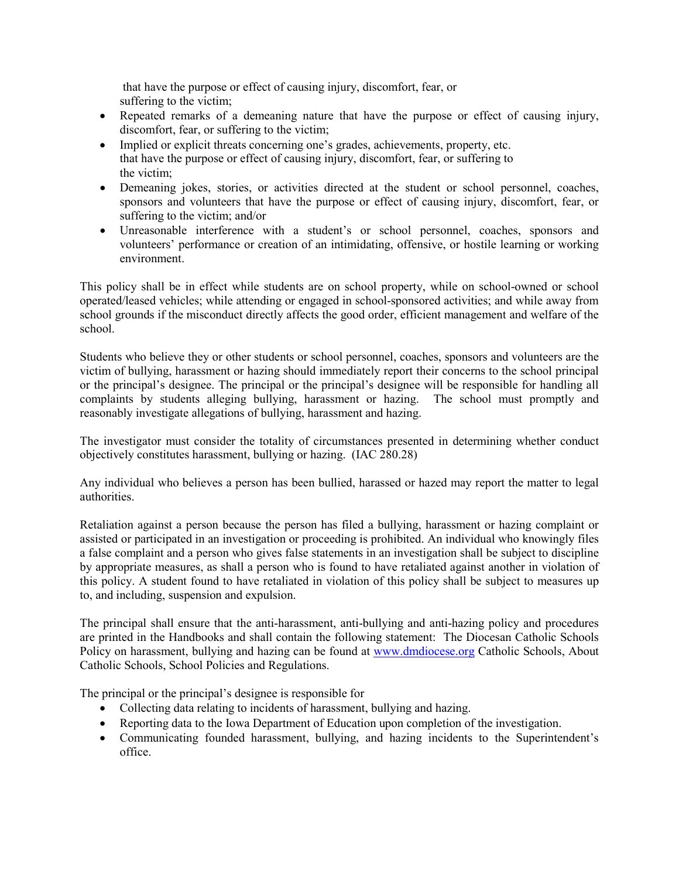that have the purpose or effect of causing injury, discomfort, fear, or suffering to the victim;

- Repeated remarks of a demeaning nature that have the purpose or effect of causing injury, discomfort, fear, or suffering to the victim;
- Implied or explicit threats concerning one's grades, achievements, property, etc. that have the purpose or effect of causing injury, discomfort, fear, or suffering to the victim;
- Demeaning jokes, stories, or activities directed at the student or school personnel, coaches, sponsors and volunteers that have the purpose or effect of causing injury, discomfort, fear, or suffering to the victim; and/or
- Unreasonable interference with a student's or school personnel, coaches, sponsors and volunteers' performance or creation of an intimidating, offensive, or hostile learning or working environment.

This policy shall be in effect while students are on school property, while on school-owned or school operated/leased vehicles; while attending or engaged in school-sponsored activities; and while away from school grounds if the misconduct directly affects the good order, efficient management and welfare of the school.

Students who believe they or other students or school personnel, coaches, sponsors and volunteers are the victim of bullying, harassment or hazing should immediately report their concerns to the school principal or the principal's designee. The principal or the principal's designee will be responsible for handling all complaints by students alleging bullying, harassment or hazing. The school must promptly and reasonably investigate allegations of bullying, harassment and hazing.

The investigator must consider the totality of circumstances presented in determining whether conduct objectively constitutes harassment, bullying or hazing. (IAC 280.28)

Any individual who believes a person has been bullied, harassed or hazed may report the matter to legal authorities.

Retaliation against a person because the person has filed a bullying, harassment or hazing complaint or assisted or participated in an investigation or proceeding is prohibited. An individual who knowingly files a false complaint and a person who gives false statements in an investigation shall be subject to discipline by appropriate measures, as shall a person who is found to have retaliated against another in violation of this policy. A student found to have retaliated in violation of this policy shall be subject to measures up to, and including, suspension and expulsion.

The principal shall ensure that the anti-harassment, anti-bullying and anti-hazing policy and procedures are printed in the Handbooks and shall contain the following statement: The Diocesan Catholic Schools Policy on harassment, bullying and hazing can be found at www.dmdiocese.org Catholic Schools, About Catholic Schools, School Policies and Regulations.

The principal or the principal's designee is responsible for

- Collecting data relating to incidents of harassment, bullying and hazing.
- Reporting data to the Iowa Department of Education upon completion of the investigation.
- Communicating founded harassment, bullying, and hazing incidents to the Superintendent's office.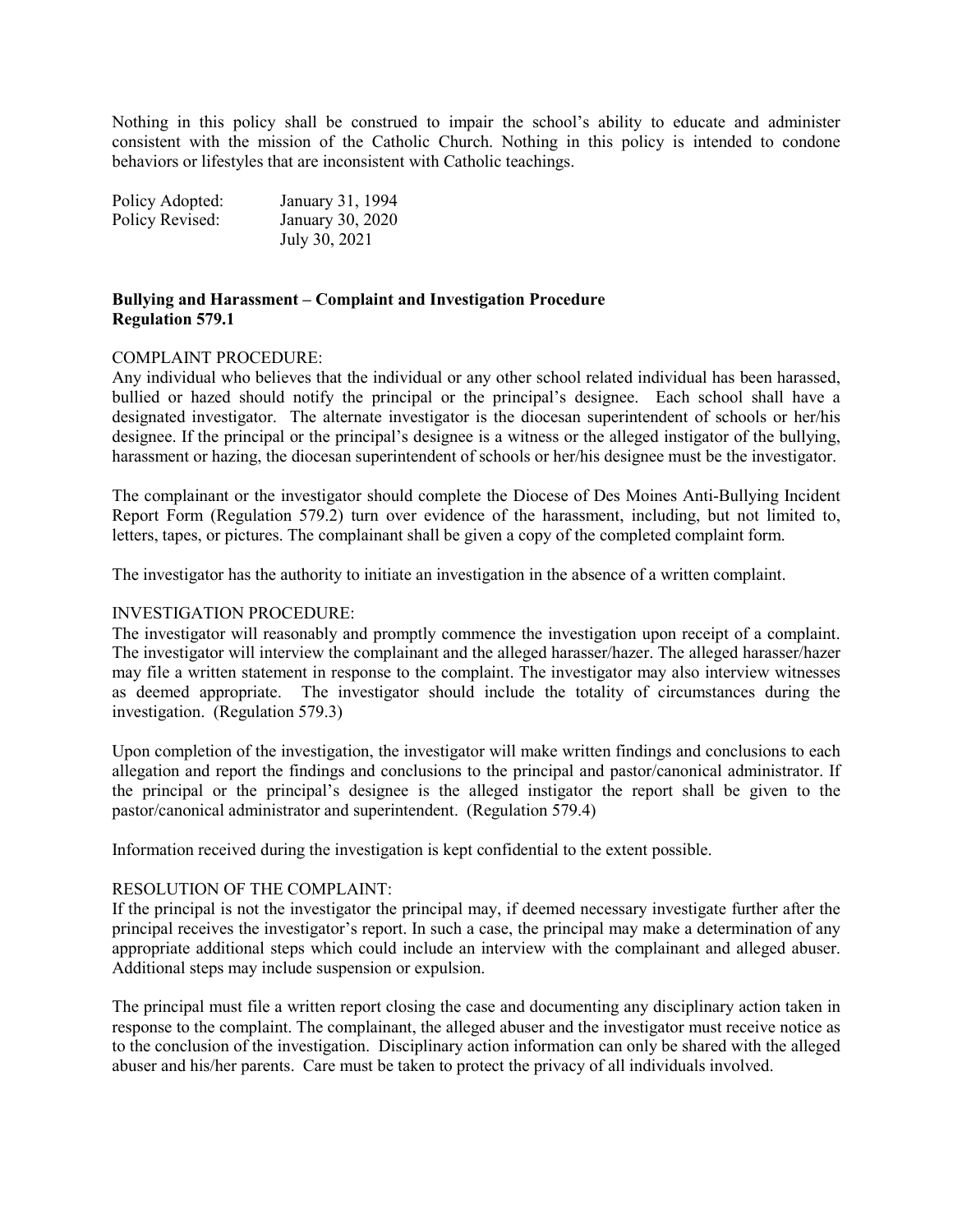Nothing in this policy shall be construed to impair the school's ability to educate and administer consistent with the mission of the Catholic Church. Nothing in this policy is intended to condone behaviors or lifestyles that are inconsistent with Catholic teachings.

| | |
|---|---|
| Policy Adopted: | January 31, 1994 |
| Policy Revised: | January 30, 2020 |
| | July 30, 2021 |

**Bullying and Harassment – Complaint and Investigation Procedure**
**Regulation 579.1**

COMPLAINT PROCEDURE:
Any individual who believes that the individual or any other school related individual has been harassed, bullied or hazed should notify the principal or the principal's designee. Each school shall have a designated investigator. The alternate investigator is the diocesan superintendent of schools or her/his designee. If the principal or the principal's designee is a witness or the alleged instigator of the bullying, harassment or hazing, the diocesan superintendent of schools or her/his designee must be the investigator.

The complainant or the investigator should complete the Diocese of Des Moines Anti-Bullying Incident Report Form (Regulation 579.2) turn over evidence of the harassment, including, but not limited to, letters, tapes, or pictures. The complainant shall be given a copy of the completed complaint form.

The investigator has the authority to initiate an investigation in the absence of a written complaint.

INVESTIGATION PROCEDURE:
The investigator will reasonably and promptly commence the investigation upon receipt of a complaint. The investigator will interview the complainant and the alleged harasser/hazer. The alleged harasser/hazer may file a written statement in response to the complaint. The investigator may also interview witnesses as deemed appropriate. The investigator should include the totality of circumstances during the investigation. (Regulation 579.3)

Upon completion of the investigation, the investigator will make written findings and conclusions to each allegation and report the findings and conclusions to the principal and pastor/canonical administrator. If the principal or the principal's designee is the alleged instigator the report shall be given to the pastor/canonical administrator and superintendent. (Regulation 579.4)

Information received during the investigation is kept confidential to the extent possible.

RESOLUTION OF THE COMPLAINT:
If the principal is not the investigator the principal may, if deemed necessary investigate further after the principal receives the investigator's report. In such a case, the principal may make a determination of any appropriate additional steps which could include an interview with the complainant and alleged abuser. Additional steps may include suspension or expulsion.

The principal must file a written report closing the case and documenting any disciplinary action taken in response to the complaint. The complainant, the alleged abuser and the investigator must receive notice as to the conclusion of the investigation. Disciplinary action information can only be shared with the alleged abuser and his/her parents. Care must be taken to protect the privacy of all individuals involved.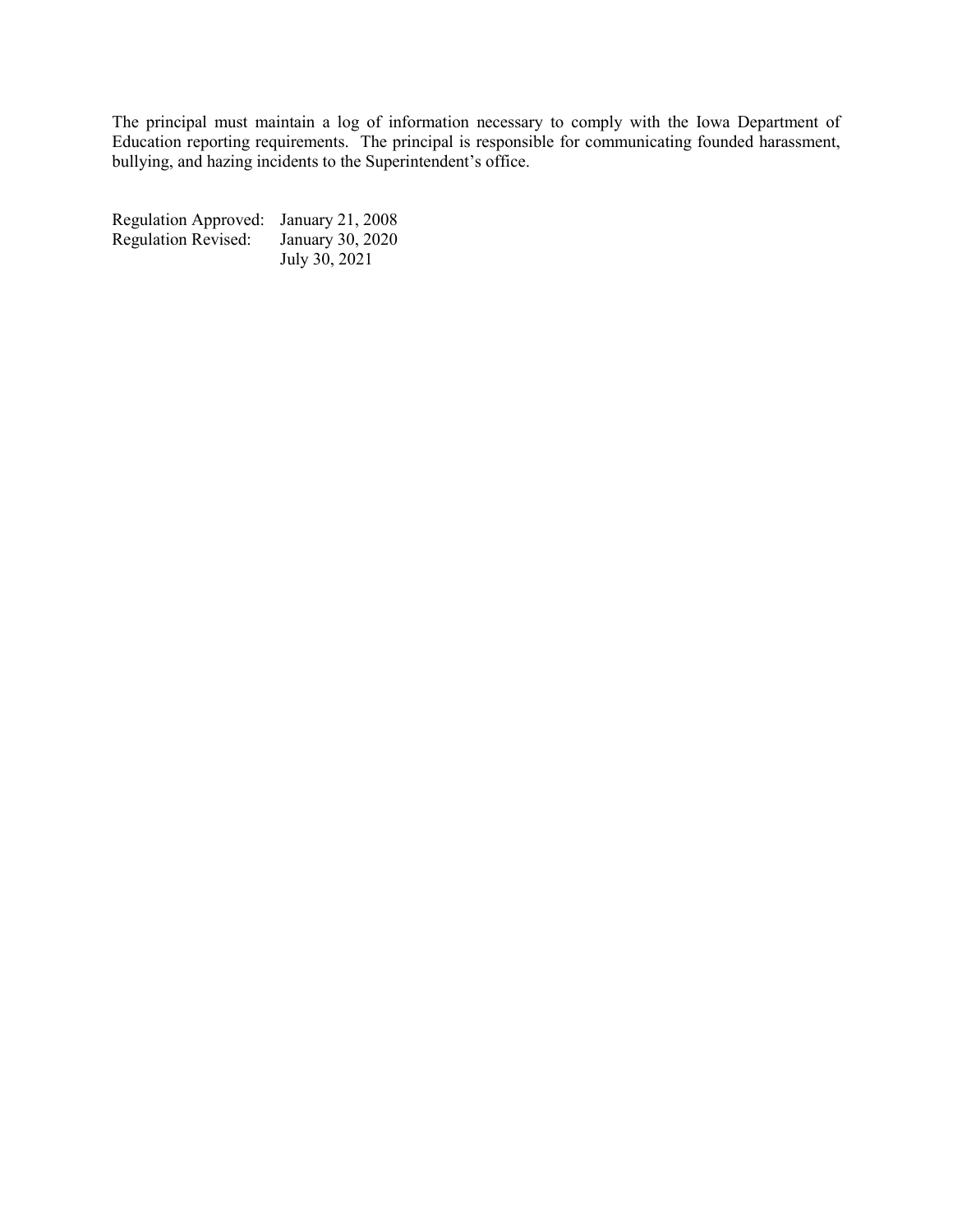The principal must maintain a log of information necessary to comply with the Iowa Department of Education reporting requirements. The principal is responsible for communicating founded harassment, bullying, and hazing incidents to the Superintendent's office.

| | |
|---|---|
| Regulation Approved: | January 21, 2008 |
| Regulation Revised: | January 30, 2020 |
| | July 30, 2021 |